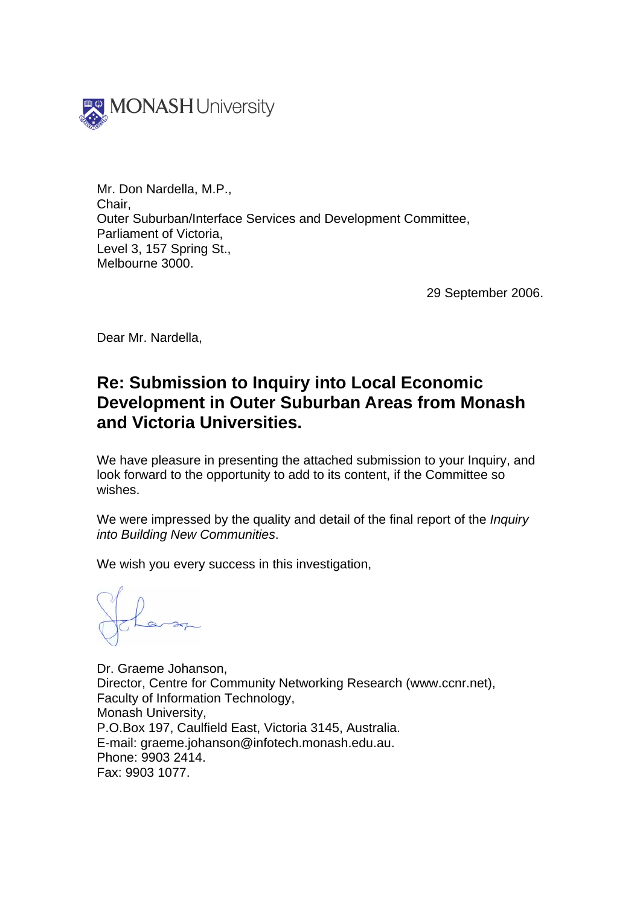MONASH University

Mr. Don Nardella, M.P.,
Chair,
Outer Suburban/Interface Services and Development Committee,
Parliament of Victoria,
Level 3, 157 Spring St.,
Melbourne 3000.

29 September 2006.

Dear Mr. Nardella,

## Re: Submission to Inquiry into Local Economic Development in Outer Suburban Areas from Monash and Victoria Universities.

We have pleasure in presenting the attached submission to your Inquiry, and look forward to the opportunity to add to its content, if the Committee so wishes.

We were impressed by the quality and detail of the final report of the *Inquiry into Building New Communities*.

We wish you every success in this investigation,

Dr. Graeme Johanson,
Director, Centre for Community Networking Research (www.ccnr.net),
Faculty of Information Technology,
Monash University,
P.O.Box 197, Caulfield East, Victoria 3145, Australia.
E-mail: graeme.johanson@infotech.monash.edu.au.
Phone: 9903 2414.
Fax: 9903 1077.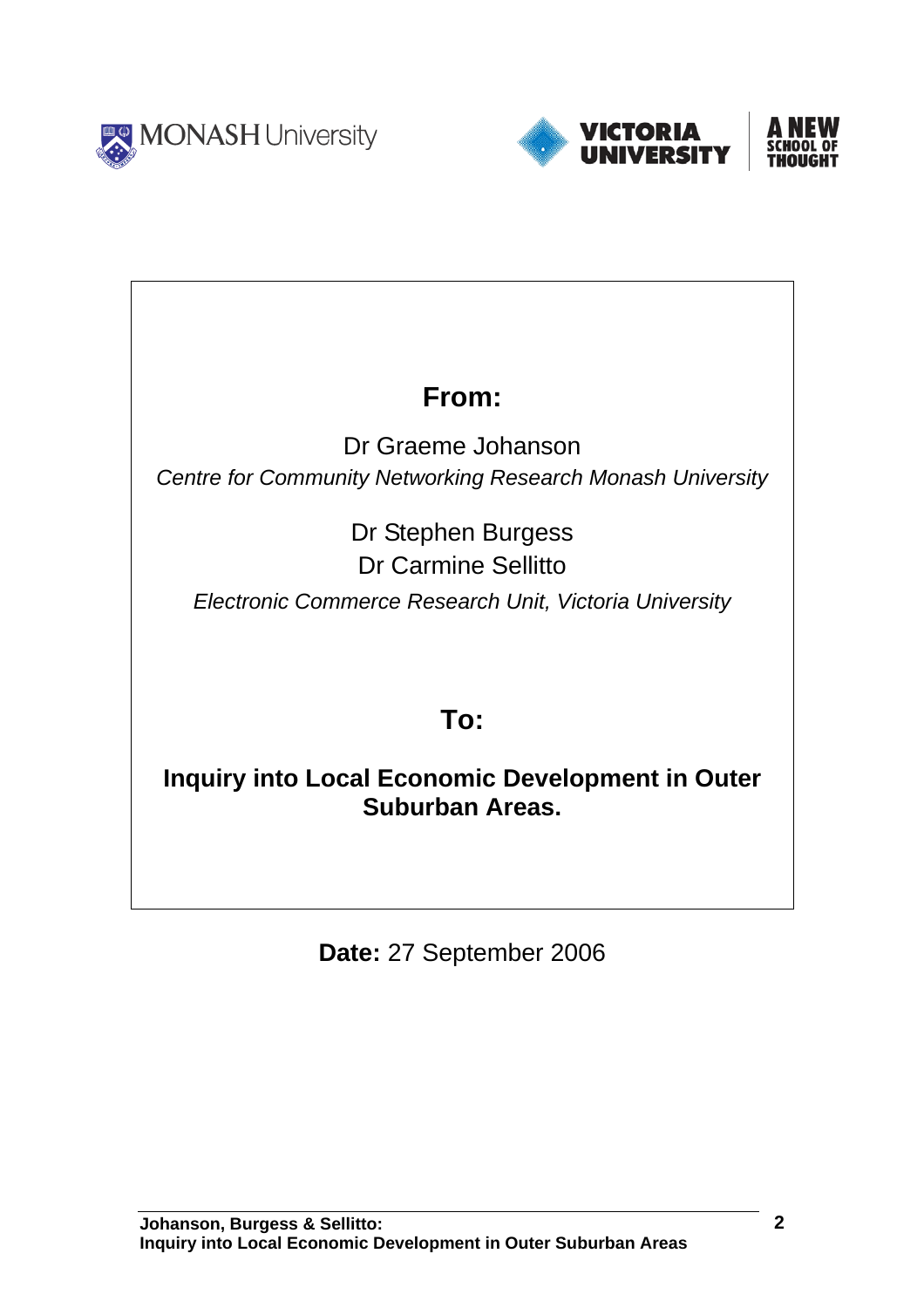MONASH University

VICTORIA UNIVERSITY

A NEW SCHOOL OF THOUGHT

## From:

Dr Graeme Johanson

*Centre for Community Networking Research Monash University*

Dr Stephen Burgess

Dr Carmine Sellitto

*Electronic Commerce Research Unit, Victoria University*

## To:

**Inquiry into Local Economic Development in Outer Suburban Areas.**

**Date:** 27 September 2006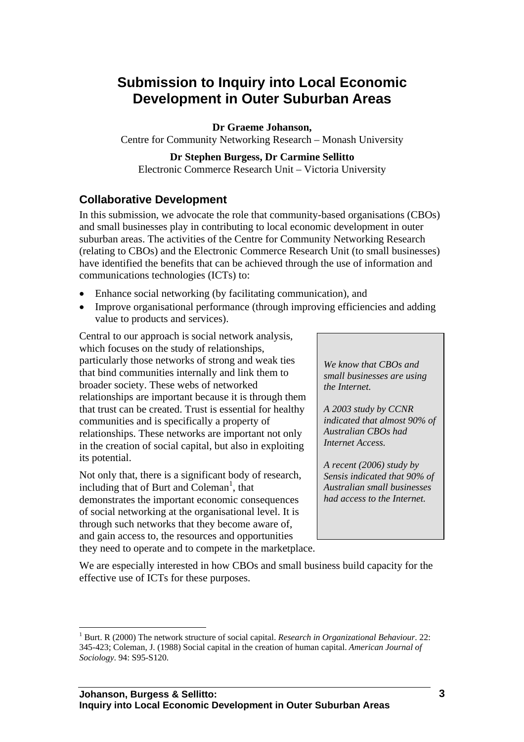# Submission to Inquiry into Local Economic Development in Outer Suburban Areas

**Dr Graeme Johanson,**
Centre for Community Networking Research – Monash University

**Dr Stephen Burgess, Dr Carmine Sellitto**
Electronic Commerce Research Unit – Victoria University

## Collaborative Development

In this submission, we advocate the role that community-based organisations (CBOs) and small businesses play in contributing to local economic development in outer suburban areas. The activities of the Centre for Community Networking Research (relating to CBOs) and the Electronic Commerce Research Unit (to small businesses) have identified the benefits that can be achieved through the use of information and communications technologies (ICTs) to:

- Enhance social networking (by facilitating communication), and
- Improve organisational performance (through improving efficiencies and adding value to products and services).

Central to our approach is social network analysis, which focuses on the study of relationships, particularly those networks of strong and weak ties that bind communities internally and link them to broader society. These webs of networked relationships are important because it is through them that trust can be created. Trust is essential for healthy communities and is specifically a property of relationships. These networks are important not only in the creation of social capital, but also in exploiting its potential.

Not only that, there is a significant body of research, including that of Burt and Coleman[1], that demonstrates the important economic consequences of social networking at the organisational level. It is through such networks that they become aware of, and gain access to, the resources and opportunities they need to operate and to compete in the marketplace.

> *We know that CBOs and small businesses are using the Internet.*
>
> *A 2003 study by CCNR indicated that almost 90% of Australian CBOs had Internet Access.*
>
> *A recent (2006) study by Sensis indicated that 90% of Australian small businesses had access to the Internet.*

We are especially interested in how CBOs and small business build capacity for the effective use of ICTs for these purposes.

[1] Burt. R (2000) The network structure of social capital. *Research in Organizational Behaviour*. 22: 345-423; Coleman, J. (1988) Social capital in the creation of human capital. *American Journal of Sociology*. 94: S95-S120.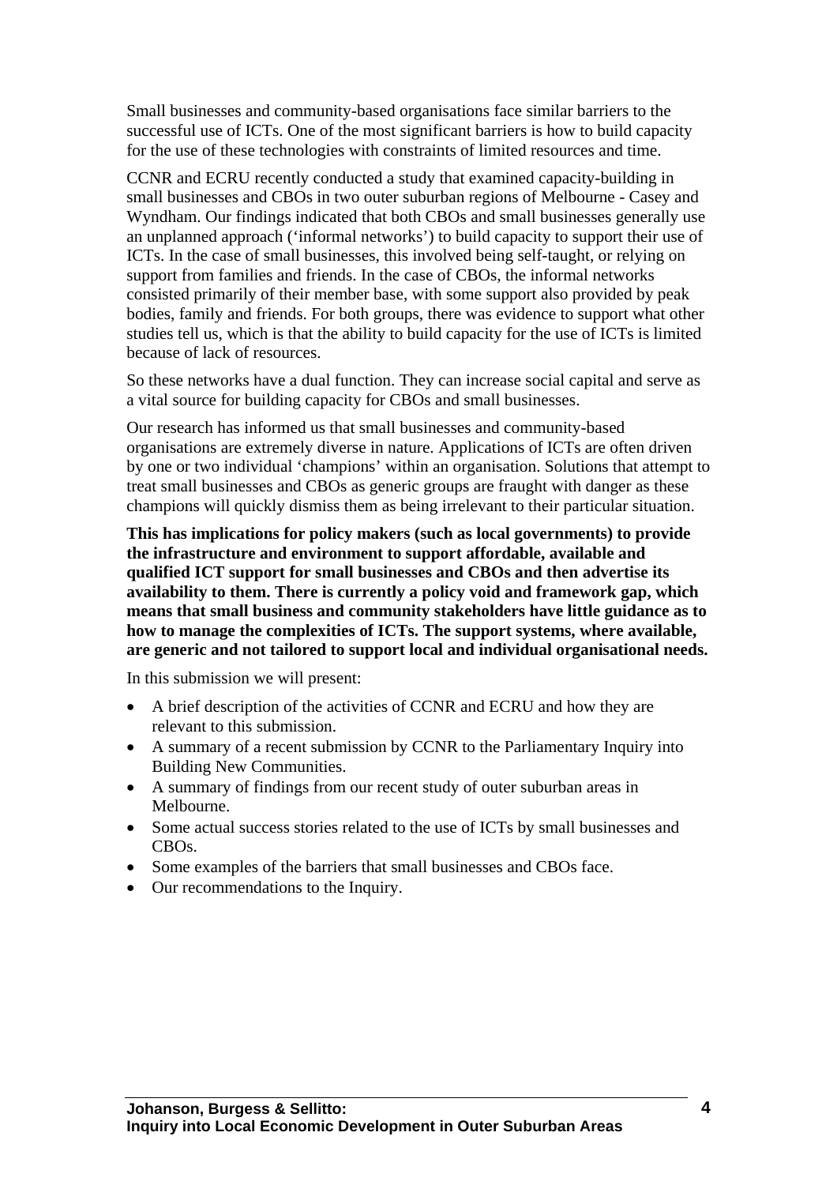Small businesses and community-based organisations face similar barriers to the successful use of ICTs. One of the most significant barriers is how to build capacity for the use of these technologies with constraints of limited resources and time.

CCNR and ECRU recently conducted a study that examined capacity-building in small businesses and CBOs in two outer suburban regions of Melbourne - Casey and Wyndham. Our findings indicated that both CBOs and small businesses generally use an unplanned approach ('informal networks') to build capacity to support their use of ICTs. In the case of small businesses, this involved being self-taught, or relying on support from families and friends. In the case of CBOs, the informal networks consisted primarily of their member base, with some support also provided by peak bodies, family and friends. For both groups, there was evidence to support what other studies tell us, which is that the ability to build capacity for the use of ICTs is limited because of lack of resources.

So these networks have a dual function. They can increase social capital and serve as a vital source for building capacity for CBOs and small businesses.

Our research has informed us that small businesses and community-based organisations are extremely diverse in nature. Applications of ICTs are often driven by one or two individual 'champions' within an organisation. Solutions that attempt to treat small businesses and CBOs as generic groups are fraught with danger as these champions will quickly dismiss them as being irrelevant to their particular situation.

**This has implications for policy makers (such as local governments) to provide the infrastructure and environment to support affordable, available and qualified ICT support for small businesses and CBOs and then advertise its availability to them. There is currently a policy void and framework gap, which means that small business and community stakeholders have little guidance as to how to manage the complexities of ICTs. The support systems, where available, are generic and not tailored to support local and individual organisational needs.**

In this submission we will present:

- A brief description of the activities of CCNR and ECRU and how they are relevant to this submission.
- A summary of a recent submission by CCNR to the Parliamentary Inquiry into Building New Communities.
- A summary of findings from our recent study of outer suburban areas in Melbourne.
- Some actual success stories related to the use of ICTs by small businesses and CBOs.
- Some examples of the barriers that small businesses and CBOs face.
- Our recommendations to the Inquiry.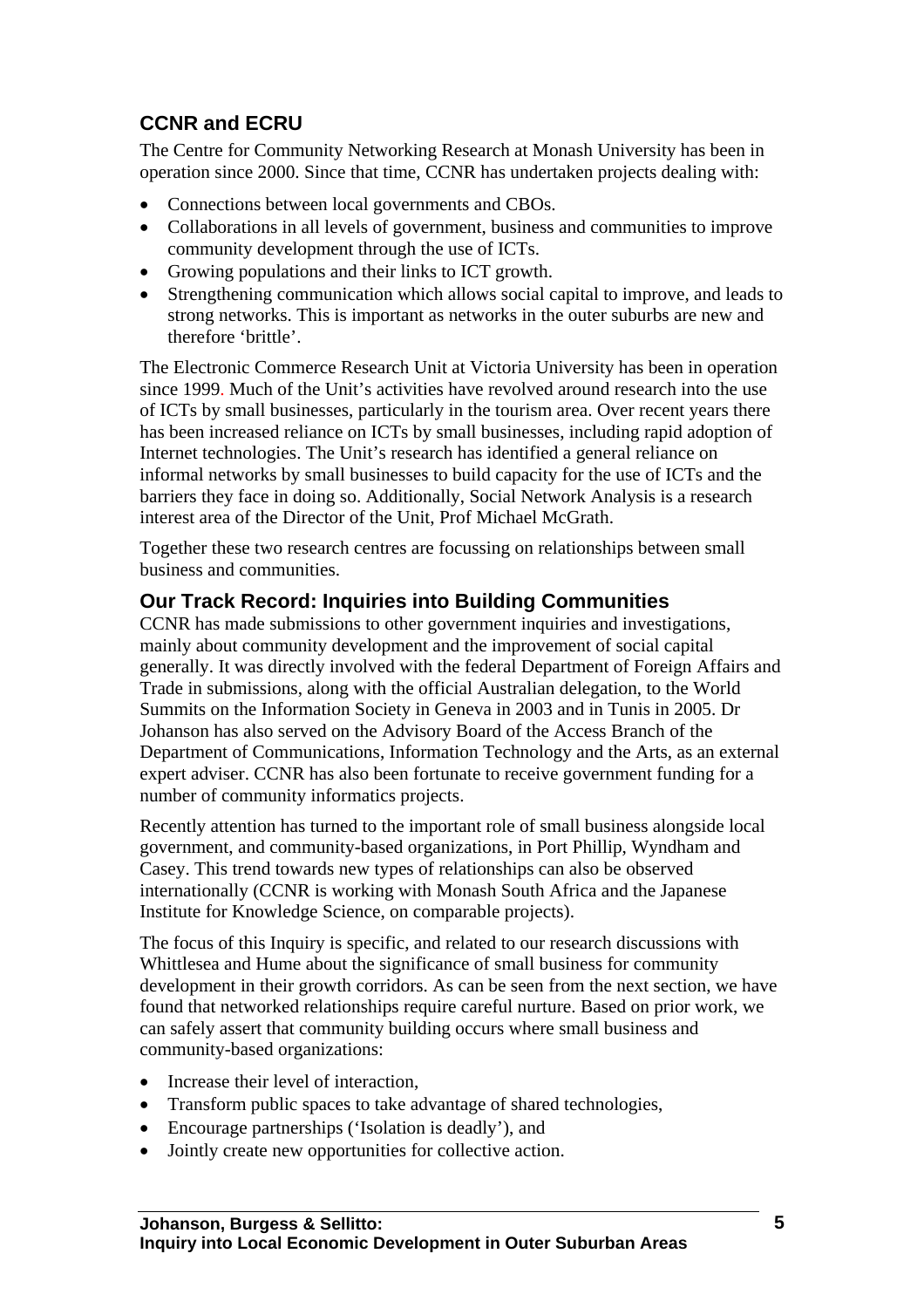## CCNR and ECRU

The Centre for Community Networking Research at Monash University has been in operation since 2000. Since that time, CCNR has undertaken projects dealing with:

- Connections between local governments and CBOs.
- Collaborations in all levels of government, business and communities to improve community development through the use of ICTs.
- Growing populations and their links to ICT growth.
- Strengthening communication which allows social capital to improve, and leads to strong networks. This is important as networks in the outer suburbs are new and therefore 'brittle'.

The Electronic Commerce Research Unit at Victoria University has been in operation since 1999. Much of the Unit's activities have revolved around research into the use of ICTs by small businesses, particularly in the tourism area. Over recent years there has been increased reliance on ICTs by small businesses, including rapid adoption of Internet technologies. The Unit's research has identified a general reliance on informal networks by small businesses to build capacity for the use of ICTs and the barriers they face in doing so. Additionally, Social Network Analysis is a research interest area of the Director of the Unit, Prof Michael McGrath.

Together these two research centres are focussing on relationships between small business and communities.

## Our Track Record: Inquiries into Building Communities

CCNR has made submissions to other government inquiries and investigations, mainly about community development and the improvement of social capital generally. It was directly involved with the federal Department of Foreign Affairs and Trade in submissions, along with the official Australian delegation, to the World Summits on the Information Society in Geneva in 2003 and in Tunis in 2005. Dr Johanson has also served on the Advisory Board of the Access Branch of the Department of Communications, Information Technology and the Arts, as an external expert adviser. CCNR has also been fortunate to receive government funding for a number of community informatics projects.

Recently attention has turned to the important role of small business alongside local government, and community-based organizations, in Port Phillip, Wyndham and Casey. This trend towards new types of relationships can also be observed internationally (CCNR is working with Monash South Africa and the Japanese Institute for Knowledge Science, on comparable projects).

The focus of this Inquiry is specific, and related to our research discussions with Whittlesea and Hume about the significance of small business for community development in their growth corridors. As can be seen from the next section, we have found that networked relationships require careful nurture. Based on prior work, we can safely assert that community building occurs where small business and community-based organizations:

- Increase their level of interaction,
- Transform public spaces to take advantage of shared technologies,
- Encourage partnerships ('Isolation is deadly'), and
- Jointly create new opportunities for collective action.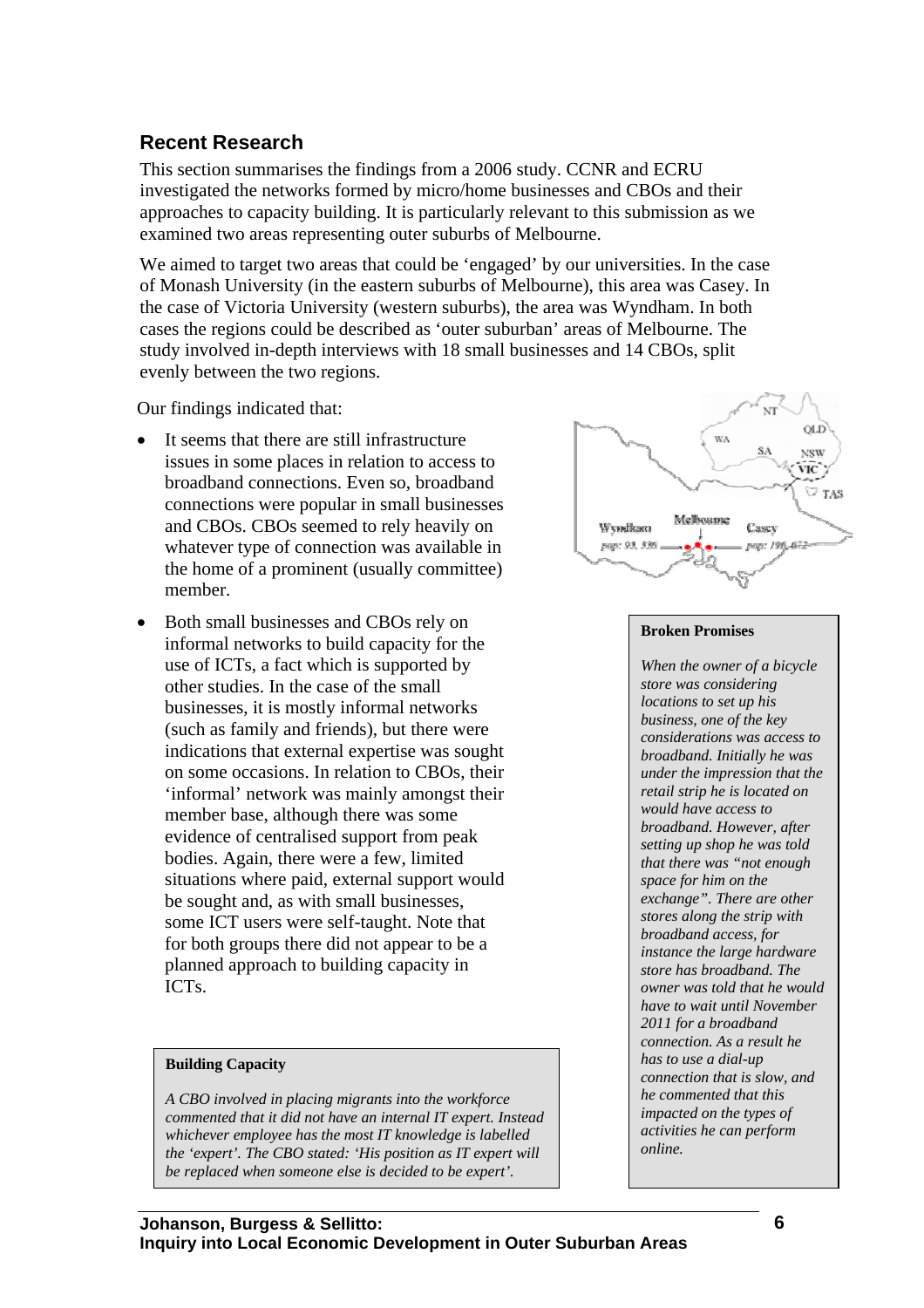## Recent Research

This section summarises the findings from a 2006 study. CCNR and ECRU investigated the networks formed by micro/home businesses and CBOs and their approaches to capacity building. It is particularly relevant to this submission as we examined two areas representing outer suburbs of Melbourne.

We aimed to target two areas that could be 'engaged' by our universities. In the case of Monash University (in the eastern suburbs of Melbourne), this area was Casey. In the case of Victoria University (western suburbs), the area was Wyndham. In both cases the regions could be described as 'outer suburban' areas of Melbourne. The study involved in-depth interviews with 18 small businesses and 14 CBOs, split evenly between the two regions.

Our findings indicated that:

- It seems that there are still infrastructure issues in some places in relation to access to broadband connections. Even so, broadband connections were popular in small businesses and CBOs. CBOs seemed to rely heavily on whatever type of connection was available in the home of a prominent (usually committee) member.
- Both small businesses and CBOs rely on informal networks to build capacity for the use of ICTs, a fact which is supported by other studies. In the case of the small businesses, it is mostly informal networks (such as family and friends), but there were indications that external expertise was sought on some occasions. In relation to CBOs, their 'informal' network was mainly amongst their member base, although there was some evidence of centralised support from peak bodies. Again, there were a few, limited situations where paid, external support would be sought and, as with small businesses, some ICT users were self-taught. Note that for both groups there did not appear to be a planned approach to building capacity in ICTs.

**Building Capacity**

*A CBO involved in placing migrants into the workforce commented that it did not have an internal IT expert. Instead whichever employee has the most IT knowledge is labelled the 'expert'. The CBO stated: 'His position as IT expert will be replaced when someone else is decided to be expert'.*

**Broken Promises**

*When the owner of a bicycle store was considering locations to set up his business, one of the key considerations was access to broadband. Initially he was under the impression that the retail strip he is located on would have access to broadband. However, after setting up shop he was told that there was "not enough space for him on the exchange". There are other stores along the strip with broadband access, for instance the large hardware store has broadband. The owner was told that he would have to wait until November 2011 for a broadband connection. As a result he has to use a dial-up connection that is slow, and he commented that this impacted on the types of activities he can perform online.*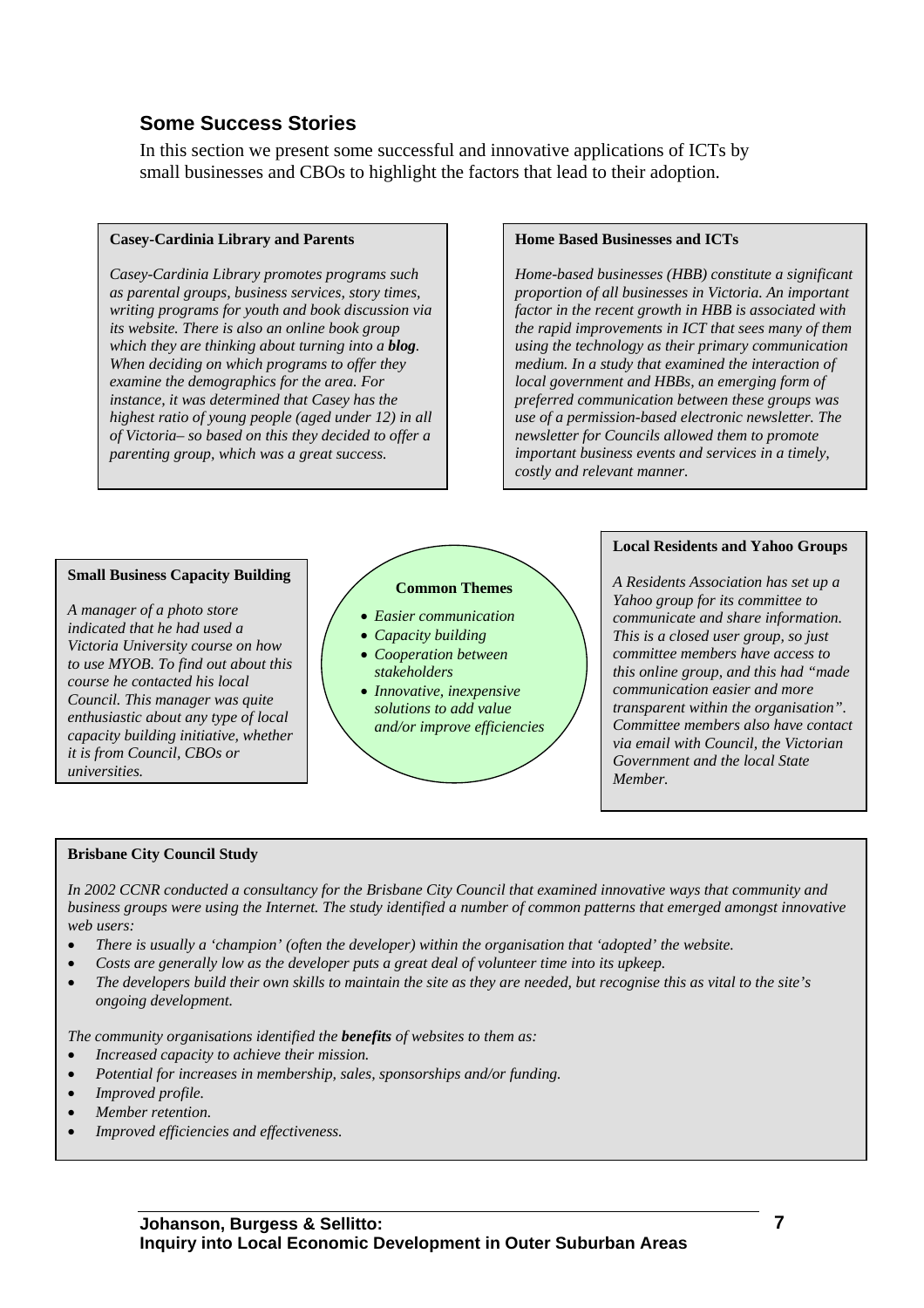## Some Success Stories

In this section we present some successful and innovative applications of ICTs by small businesses and CBOs to highlight the factors that lead to their adoption.

**Casey-Cardinia Library and Parents**

*Casey-Cardinia Library promotes programs such as parental groups, business services, story times, writing programs for youth and book discussion via its website. There is also an online book group which they are thinking about turning into a **blog**. When deciding on which programs to offer they examine the demographics for the area. For instance, it was determined that Casey has the highest ratio of young people (aged under 12) in all of Victoria– so based on this they decided to offer a parenting group, which was a great success.*

**Home Based Businesses and ICTs**

*Home-based businesses (HBB) constitute a significant proportion of all businesses in Victoria. An important factor in the recent growth in HBB is associated with the rapid improvements in ICT that sees many of them using the technology as their primary communication medium. In a study that examined the interaction of local government and HBBs, an emerging form of preferred communication between these groups was use of a permission-based electronic newsletter. The newsletter for Councils allowed them to promote important business events and services in a timely, costly and relevant manner.*

**Small Business Capacity Building**

*A manager of a photo store indicated that he had used a Victoria University course on how to use MYOB. To find out about this course he contacted his local Council. This manager was quite enthusiastic about any type of local capacity building initiative, whether it is from Council, CBOs or universities.*

**Common Themes**

- *Easier communication*
- *Capacity building*
- *Cooperation between stakeholders*
- *Innovative, inexpensive solutions to add value and/or improve efficiencies*

**Local Residents and Yahoo Groups**

*A Residents Association has set up a Yahoo group for its committee to communicate and share information. This is a closed user group, so just committee members have access to this online group, and this had "made communication easier and more transparent within the organisation". Committee members also have contact via email with Council, the Victorian Government and the local State Member.*

**Brisbane City Council Study**

*In 2002 CCNR conducted a consultancy for the Brisbane City Council that examined innovative ways that community and business groups were using the Internet. The study identified a number of common patterns that emerged amongst innovative web users:*

- *There is usually a 'champion' (often the developer) within the organisation that 'adopted' the website.*
- *Costs are generally low as the developer puts a great deal of volunteer time into its upkeep.*
- *The developers build their own skills to maintain the site as they are needed, but recognise this as vital to the site's ongoing development.*

*The community organisations identified the **benefits** of websites to them as:*

- *Increased capacity to achieve their mission.*
- *Potential for increases in membership, sales, sponsorships and/or funding.*
- *Improved profile.*
- *Member retention.*
- *Improved efficiencies and effectiveness.*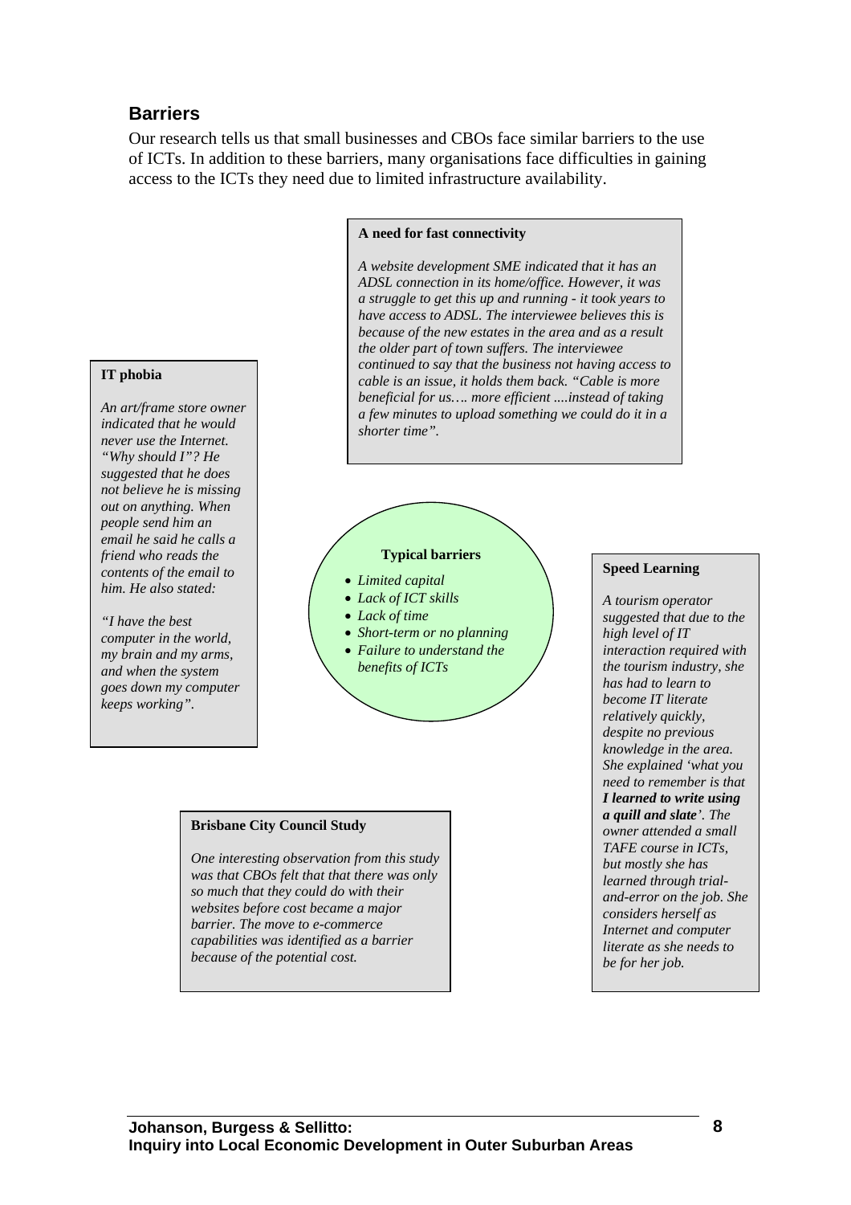## Barriers

Our research tells us that small businesses and CBOs face similar barriers to the use of ICTs. In addition to these barriers, many organisations face difficulties in gaining access to the ICTs they need due to limited infrastructure availability.

**A need for fast connectivity**

*A website development SME indicated that it has an ADSL connection in its home/office. However, it was a struggle to get this up and running - it took years to have access to ADSL. The interviewee believes this is because of the new estates in the area and as a result the older part of town suffers. The interviewee continued to say that the business not having access to cable is an issue, it holds them back. "Cable is more beneficial for us…. more efficient ....instead of taking a few minutes to upload something we could do it in a shorter time".*

**IT phobia**

*An art/frame store owner indicated that he would never use the Internet. "Why should I"? He suggested that he does not believe he is missing out on anything. When people send him an email he said he calls a friend who reads the contents of the email to him. He also stated:*

*"I have the best computer in the world, my brain and my arms, and when the system goes down my computer keeps working".*

**Typical barriers**

- *Limited capital*
- *Lack of ICT skills*
- *Lack of time*
- *Short-term or no planning*
- *Failure to understand the benefits of ICTs*

**Speed Learning**

*A tourism operator suggested that due to the high level of IT interaction required with the tourism industry, she has had to learn to become IT literate relatively quickly, despite no previous knowledge in the area. She explained 'what you need to remember is that* ***I learned to write using a quill and slate****'. The owner attended a small TAFE course in ICTs, but mostly she has learned through trial-and-error on the job. She considers herself as Internet and computer literate as she needs to be for her job.*

**Brisbane City Council Study**

*One interesting observation from this study was that CBOs felt that that there was only so much that they could do with their websites before cost became a major barrier. The move to e-commerce capabilities was identified as a barrier because of the potential cost.*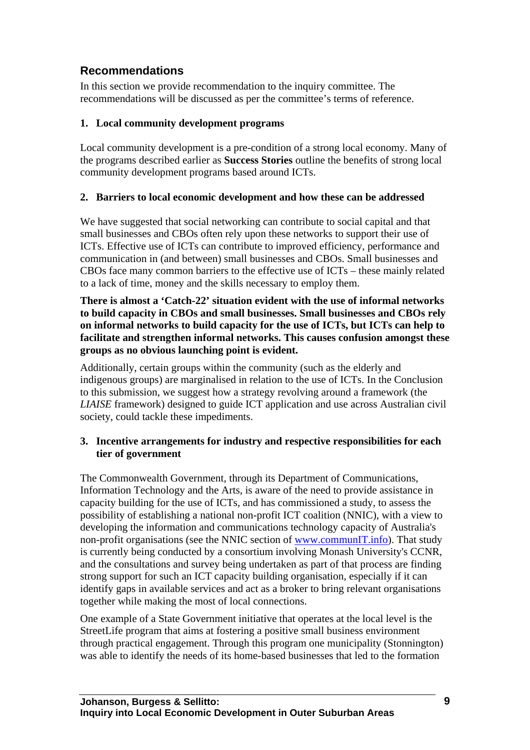## Recommendations

In this section we provide recommendation to the inquiry committee. The recommendations will be discussed as per the committee's terms of reference.

### 1. Local community development programs

Local community development is a pre-condition of a strong local economy. Many of the programs described earlier as **Success Stories** outline the benefits of strong local community development programs based around ICTs.

### 2. Barriers to local economic development and how these can be addressed

We have suggested that social networking can contribute to social capital and that small businesses and CBOs often rely upon these networks to support their use of ICTs. Effective use of ICTs can contribute to improved efficiency, performance and communication in (and between) small businesses and CBOs. Small businesses and CBOs face many common barriers to the effective use of ICTs – these mainly related to a lack of time, money and the skills necessary to employ them.

**There is almost a 'Catch-22' situation evident with the use of informal networks to build capacity in CBOs and small businesses. Small businesses and CBOs rely on informal networks to build capacity for the use of ICTs, but ICTs can help to facilitate and strengthen informal networks. This causes confusion amongst these groups as no obvious launching point is evident.**

Additionally, certain groups within the community (such as the elderly and indigenous groups) are marginalised in relation to the use of ICTs. In the Conclusion to this submission, we suggest how a strategy revolving around a framework (the *LIAISE* framework) designed to guide ICT application and use across Australian civil society, could tackle these impediments.

### 3. Incentive arrangements for industry and respective responsibilities for each tier of government

The Commonwealth Government, through its Department of Communications, Information Technology and the Arts, is aware of the need to provide assistance in capacity building for the use of ICTs, and has commissioned a study, to assess the possibility of establishing a national non-profit ICT coalition (NNIC), with a view to developing the information and communications technology capacity of Australia's non-profit organisations (see the NNIC section of www.communIT.info). That study is currently being conducted by a consortium involving Monash University's CCNR, and the consultations and survey being undertaken as part of that process are finding strong support for such an ICT capacity building organisation, especially if it can identify gaps in available services and act as a broker to bring relevant organisations together while making the most of local connections.

One example of a State Government initiative that operates at the local level is the StreetLife program that aims at fostering a positive small business environment through practical engagement. Through this program one municipality (Stonnington) was able to identify the needs of its home-based businesses that led to the formation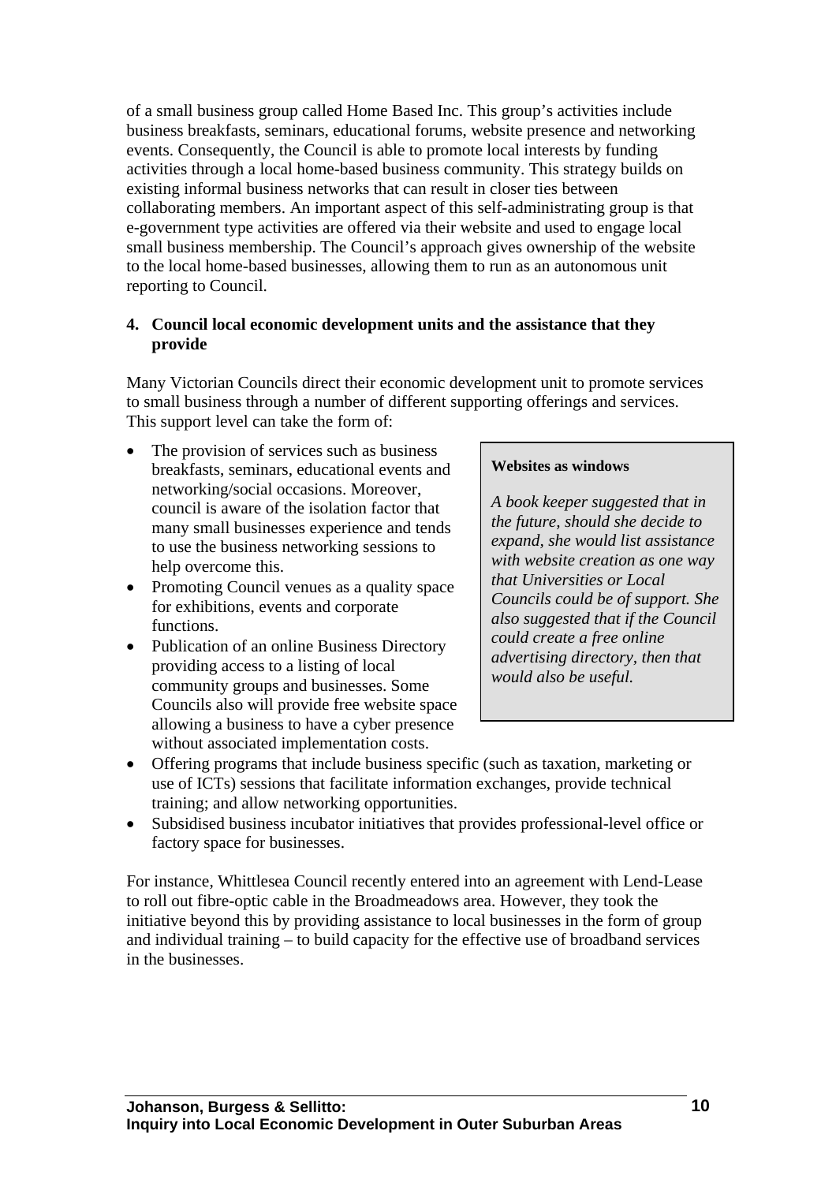of a small business group called Home Based Inc. This group's activities include business breakfasts, seminars, educational forums, website presence and networking events. Consequently, the Council is able to promote local interests by funding activities through a local home-based business community. This strategy builds on existing informal business networks that can result in closer ties between collaborating members. An important aspect of this self-administrating group is that e-government type activities are offered via their website and used to engage local small business membership. The Council's approach gives ownership of the website to the local home-based businesses, allowing them to run as an autonomous unit reporting to Council.

**4. Council local economic development units and the assistance that they provide**

Many Victorian Councils direct their economic development unit to promote services to small business through a number of different supporting offerings and services. This support level can take the form of:

- The provision of services such as business breakfasts, seminars, educational events and networking/social occasions. Moreover, council is aware of the isolation factor that many small businesses experience and tends to use the business networking sessions to help overcome this.
- Promoting Council venues as a quality space for exhibitions, events and corporate functions.
- Publication of an online Business Directory providing access to a listing of local community groups and businesses. Some Councils also will provide free website space allowing a business to have a cyber presence without associated implementation costs.
- Offering programs that include business specific (such as taxation, marketing or use of ICTs) sessions that facilitate information exchanges, provide technical training; and allow networking opportunities.
- Subsidised business incubator initiatives that provides professional-level office or factory space for businesses.

> **Websites as windows**
>
> *A book keeper suggested that in the future, should she decide to expand, she would list assistance with website creation as one way that Universities or Local Councils could be of support. She also suggested that if the Council could create a free online advertising directory, then that would also be useful.*

For instance, Whittlesea Council recently entered into an agreement with Lend-Lease to roll out fibre-optic cable in the Broadmeadows area. However, they took the initiative beyond this by providing assistance to local businesses in the form of group and individual training – to build capacity for the effective use of broadband services in the businesses.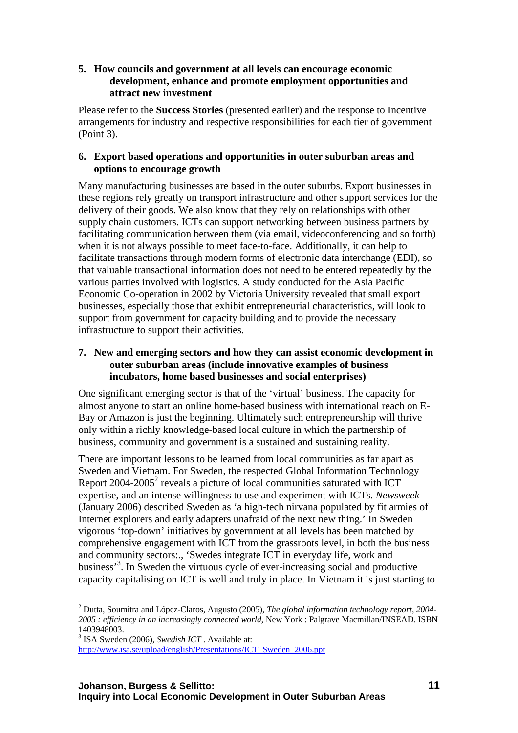5. **How councils and government at all levels can encourage economic development, enhance and promote employment opportunities and attract new investment**

Please refer to the **Success Stories** (presented earlier) and the response to Incentive arrangements for industry and respective responsibilities for each tier of government (Point 3).

6. **Export based operations and opportunities in outer suburban areas and options to encourage growth**

Many manufacturing businesses are based in the outer suburbs. Export businesses in these regions rely greatly on transport infrastructure and other support services for the delivery of their goods. We also know that they rely on relationships with other supply chain customers. ICTs can support networking between business partners by facilitating communication between them (via email, videoconferencing and so forth) when it is not always possible to meet face-to-face. Additionally, it can help to facilitate transactions through modern forms of electronic data interchange (EDI), so that valuable transactional information does not need to be entered repeatedly by the various parties involved with logistics. A study conducted for the Asia Pacific Economic Co-operation in 2002 by Victoria University revealed that small export businesses, especially those that exhibit entrepreneurial characteristics, will look to support from government for capacity building and to provide the necessary infrastructure to support their activities.

7. **New and emerging sectors and how they can assist economic development in outer suburban areas (include innovative examples of business incubators, home based businesses and social enterprises)**

One significant emerging sector is that of the 'virtual' business. The capacity for almost anyone to start an online home-based business with international reach on E-Bay or Amazon is just the beginning. Ultimately such entrepreneurship will thrive only within a richly knowledge-based local culture in which the partnership of business, community and government is a sustained and sustaining reality.

There are important lessons to be learned from local communities as far apart as Sweden and Vietnam. For Sweden, the respected Global Information Technology Report 2004-2005[2] reveals a picture of local communities saturated with ICT expertise, and an intense willingness to use and experiment with ICTs. *Newsweek* (January 2006) described Sweden as 'a high-tech nirvana populated by fit armies of Internet explorers and early adapters unafraid of the next new thing.' In Sweden vigorous 'top-down' initiatives by government at all levels has been matched by comprehensive engagement with ICT from the grassroots level, in both the business and community sectors:., 'Swedes integrate ICT in everyday life, work and business'[3]. In Sweden the virtuous cycle of ever-increasing social and productive capacity capitalising on ICT is well and truly in place. In Vietnam it is just starting to

---

[2] Dutta, Soumitra and López-Claros, Augusto (2005), *The global information technology report, 2004-2005 : efficiency in an increasingly connected world*, New York : Palgrave Macmillan/INSEAD. ISBN 1403948003.

[3] ISA Sweden (2006), *Swedish ICT* . Available at: http://www.isa.se/upload/english/Presentations/ICT_Sweden_2006.ppt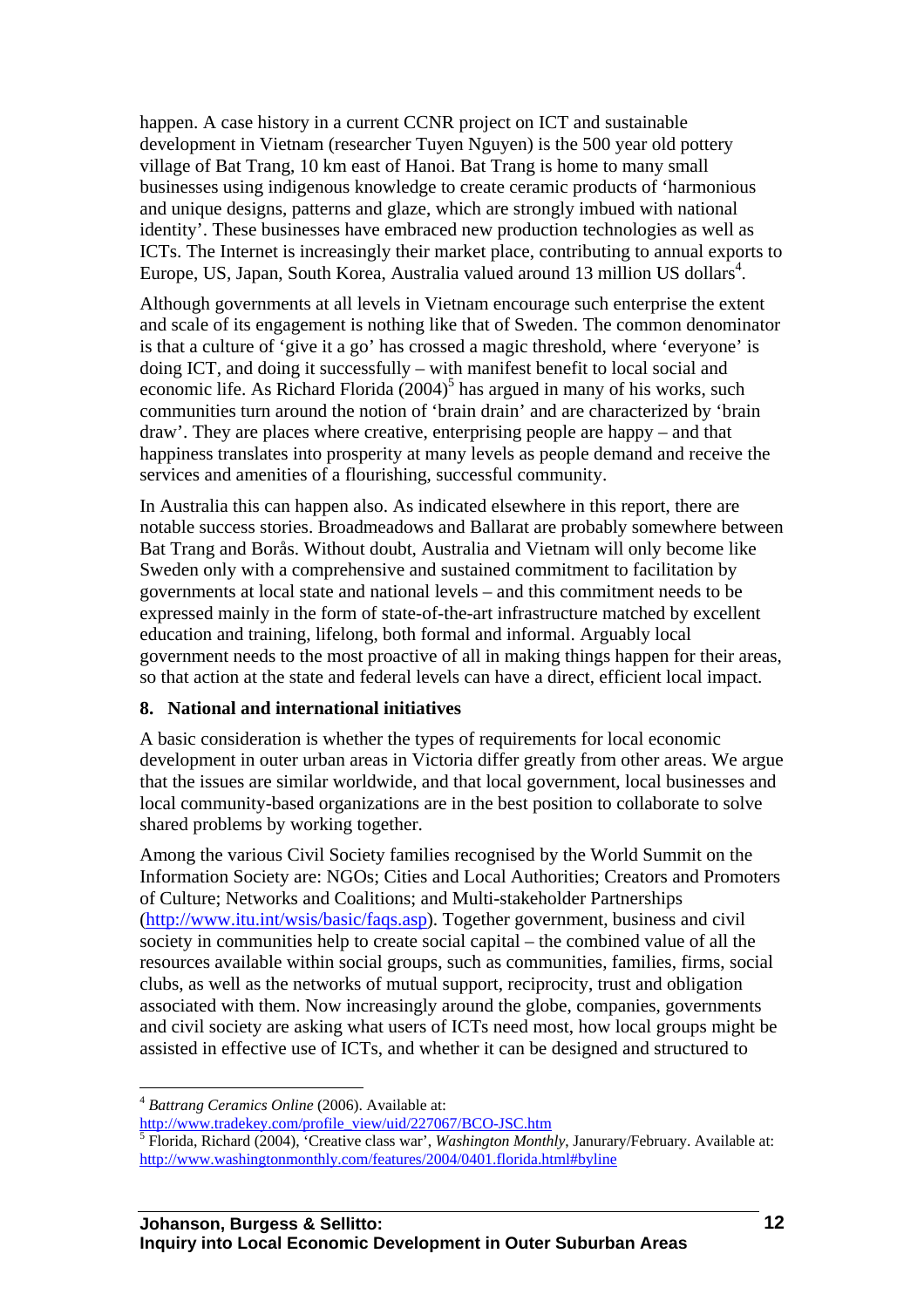happen. A case history in a current CCNR project on ICT and sustainable development in Vietnam (researcher Tuyen Nguyen) is the 500 year old pottery village of Bat Trang, 10 km east of Hanoi. Bat Trang is home to many small businesses using indigenous knowledge to create ceramic products of 'harmonious and unique designs, patterns and glaze, which are strongly imbued with national identity'. These businesses have embraced new production technologies as well as ICTs. The Internet is increasingly their market place, contributing to annual exports to Europe, US, Japan, South Korea, Australia valued around 13 million US dollars[4].

Although governments at all levels in Vietnam encourage such enterprise the extent and scale of its engagement is nothing like that of Sweden. The common denominator is that a culture of 'give it a go' has crossed a magic threshold, where 'everyone' is doing ICT, and doing it successfully – with manifest benefit to local social and economic life. As Richard Florida (2004)[5] has argued in many of his works, such communities turn around the notion of 'brain drain' and are characterized by 'brain draw'. They are places where creative, enterprising people are happy – and that happiness translates into prosperity at many levels as people demand and receive the services and amenities of a flourishing, successful community.

In Australia this can happen also. As indicated elsewhere in this report, there are notable success stories. Broadmeadows and Ballarat are probably somewhere between Bat Trang and Borås. Without doubt, Australia and Vietnam will only become like Sweden only with a comprehensive and sustained commitment to facilitation by governments at local state and national levels – and this commitment needs to be expressed mainly in the form of state-of-the-art infrastructure matched by excellent education and training, lifelong, both formal and informal. Arguably local government needs to the most proactive of all in making things happen for their areas, so that action at the state and federal levels can have a direct, efficient local impact.

## 8. National and international initiatives

A basic consideration is whether the types of requirements for local economic development in outer urban areas in Victoria differ greatly from other areas. We argue that the issues are similar worldwide, and that local government, local businesses and local community-based organizations are in the best position to collaborate to solve shared problems by working together.

Among the various Civil Society families recognised by the World Summit on the Information Society are: NGOs; Cities and Local Authorities; Creators and Promoters of Culture; Networks and Coalitions; and Multi-stakeholder Partnerships (http://www.itu.int/wsis/basic/faqs.asp). Together government, business and civil society in communities help to create social capital – the combined value of all the resources available within social groups, such as communities, families, firms, social clubs, as well as the networks of mutual support, reciprocity, trust and obligation associated with them. Now increasingly around the globe, companies, governments and civil society are asking what users of ICTs need most, how local groups might be assisted in effective use of ICTs, and whether it can be designed and structured to

---

[4] *Battrang Ceramics Online* (2006). Available at: http://www.tradekey.com/profile_view/uid/227067/BCO-JSC.htm

[5] Florida, Richard (2004), 'Creative class war', *Washington Monthly*, Janurary/February. Available at: http://www.washingtonmonthly.com/features/2004/0401.florida.html#byline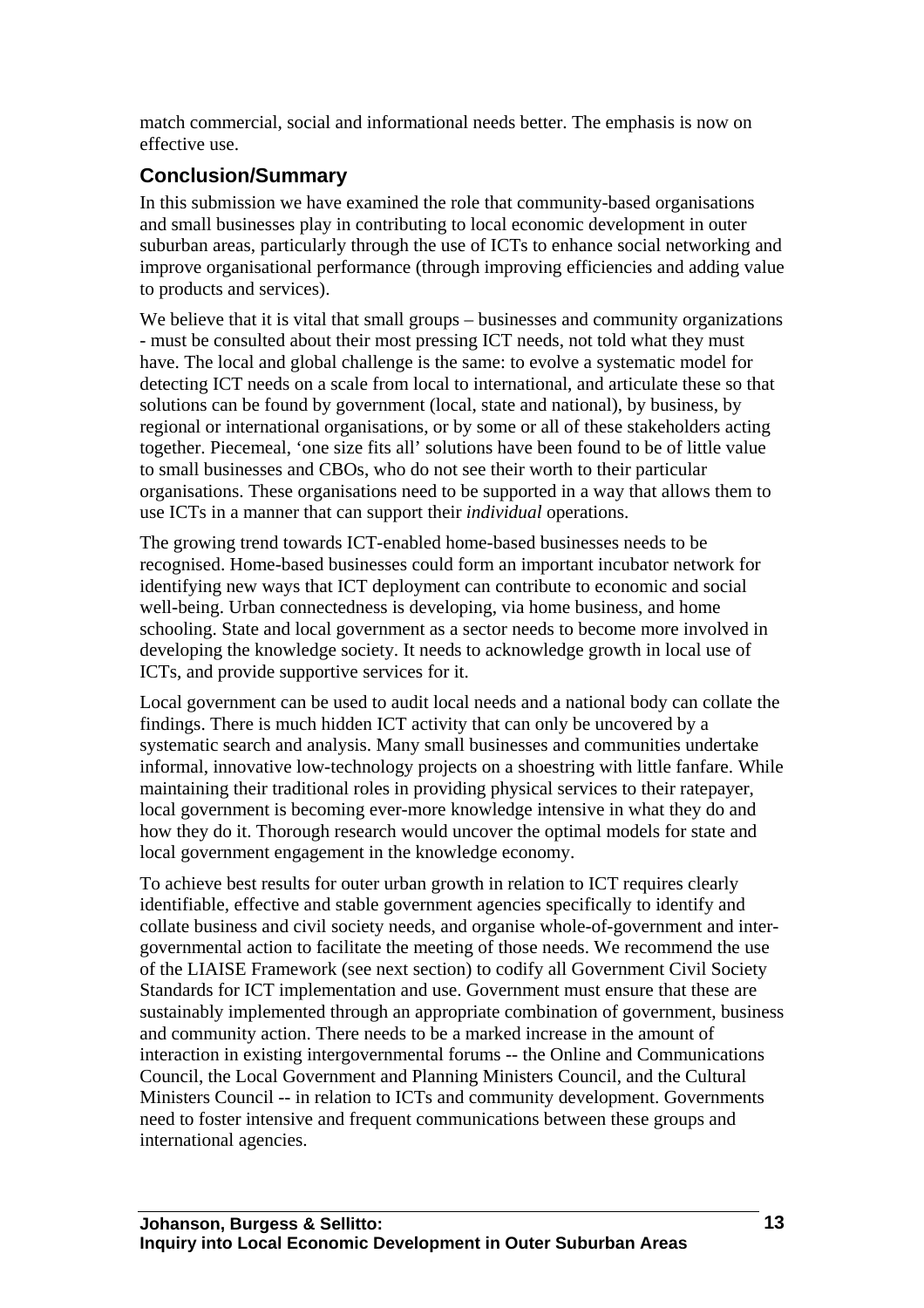match commercial, social and informational needs better. The emphasis is now on effective use.

## Conclusion/Summary

In this submission we have examined the role that community-based organisations and small businesses play in contributing to local economic development in outer suburban areas, particularly through the use of ICTs to enhance social networking and improve organisational performance (through improving efficiencies and adding value to products and services).

We believe that it is vital that small groups – businesses and community organizations - must be consulted about their most pressing ICT needs, not told what they must have. The local and global challenge is the same: to evolve a systematic model for detecting ICT needs on a scale from local to international, and articulate these so that solutions can be found by government (local, state and national), by business, by regional or international organisations, or by some or all of these stakeholders acting together. Piecemeal, 'one size fits all' solutions have been found to be of little value to small businesses and CBOs, who do not see their worth to their particular organisations. These organisations need to be supported in a way that allows them to use ICTs in a manner that can support their *individual* operations.

The growing trend towards ICT-enabled home-based businesses needs to be recognised. Home-based businesses could form an important incubator network for identifying new ways that ICT deployment can contribute to economic and social well-being. Urban connectedness is developing, via home business, and home schooling. State and local government as a sector needs to become more involved in developing the knowledge society. It needs to acknowledge growth in local use of ICTs, and provide supportive services for it.

Local government can be used to audit local needs and a national body can collate the findings. There is much hidden ICT activity that can only be uncovered by a systematic search and analysis. Many small businesses and communities undertake informal, innovative low-technology projects on a shoestring with little fanfare. While maintaining their traditional roles in providing physical services to their ratepayer, local government is becoming ever-more knowledge intensive in what they do and how they do it. Thorough research would uncover the optimal models for state and local government engagement in the knowledge economy.

To achieve best results for outer urban growth in relation to ICT requires clearly identifiable, effective and stable government agencies specifically to identify and collate business and civil society needs, and organise whole-of-government and inter-governmental action to facilitate the meeting of those needs. We recommend the use of the LIAISE Framework (see next section) to codify all Government Civil Society Standards for ICT implementation and use. Government must ensure that these are sustainably implemented through an appropriate combination of government, business and community action. There needs to be a marked increase in the amount of interaction in existing intergovernmental forums -- the Online and Communications Council, the Local Government and Planning Ministers Council, and the Cultural Ministers Council -- in relation to ICTs and community development. Governments need to foster intensive and frequent communications between these groups and international agencies.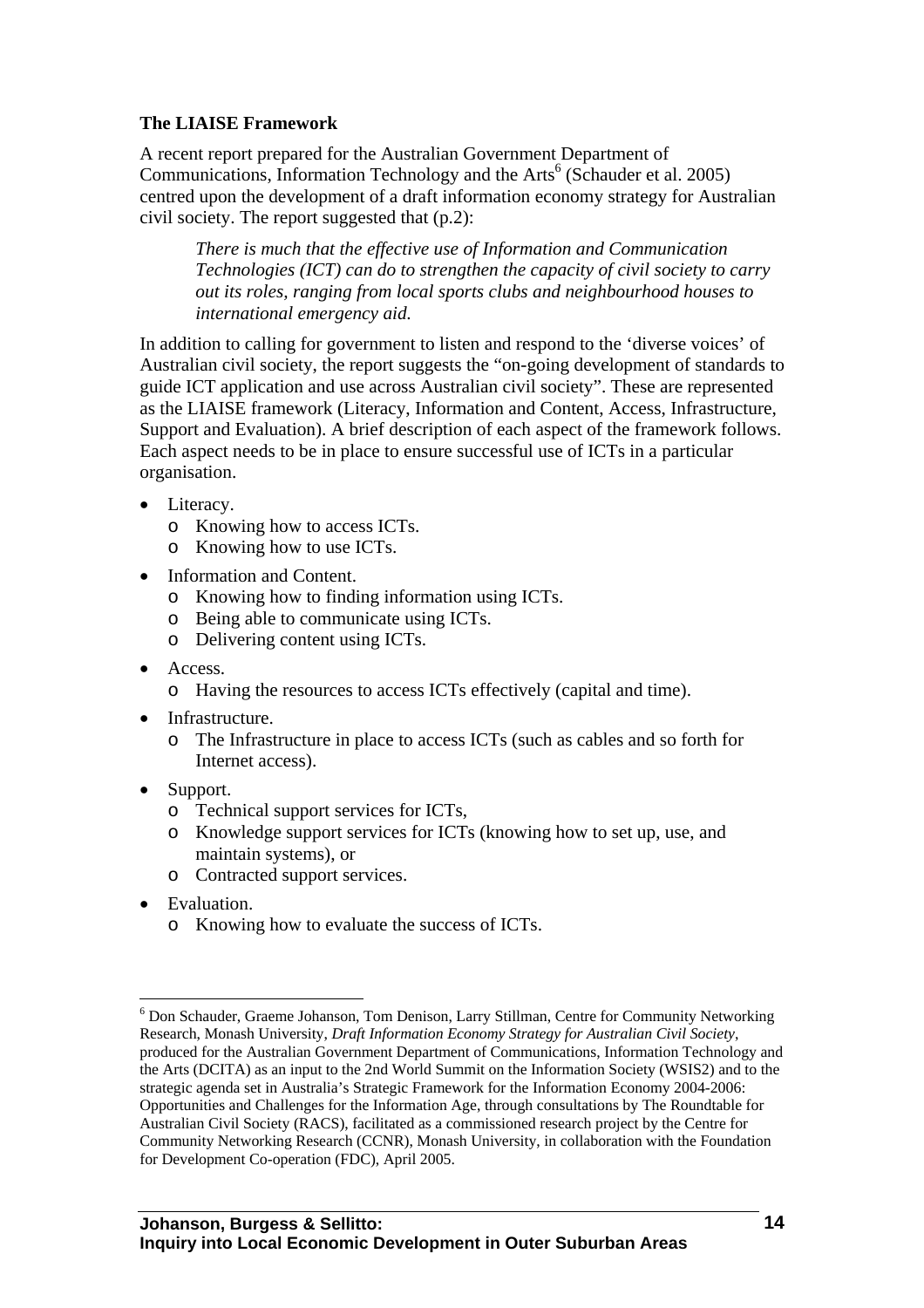**The LIAISE Framework**

A recent report prepared for the Australian Government Department of Communications, Information Technology and the Arts[6] (Schauder et al. 2005) centred upon the development of a draft information economy strategy for Australian civil society. The report suggested that (p.2):

> *There is much that the effective use of Information and Communication Technologies (ICT) can do to strengthen the capacity of civil society to carry out its roles, ranging from local sports clubs and neighbourhood houses to international emergency aid.*

In addition to calling for government to listen and respond to the 'diverse voices' of Australian civil society, the report suggests the "on-going development of standards to guide ICT application and use across Australian civil society". These are represented as the LIAISE framework (Literacy, Information and Content, Access, Infrastructure, Support and Evaluation). A brief description of each aspect of the framework follows. Each aspect needs to be in place to ensure successful use of ICTs in a particular organisation.

- Literacy.
  - Knowing how to access ICTs.
  - Knowing how to use ICTs.
- Information and Content.
  - Knowing how to finding information using ICTs.
  - Being able to communicate using ICTs.
  - Delivering content using ICTs.
- Access.
  - Having the resources to access ICTs effectively (capital and time).
- Infrastructure.
  - The Infrastructure in place to access ICTs (such as cables and so forth for Internet access).
- Support.
  - Technical support services for ICTs,
  - Knowledge support services for ICTs (knowing how to set up, use, and maintain systems), or
  - Contracted support services.
- Evaluation.
  - Knowing how to evaluate the success of ICTs.

---

[6] Don Schauder, Graeme Johanson, Tom Denison, Larry Stillman, Centre for Community Networking Research, Monash University, *Draft Information Economy Strategy for Australian Civil Society*, produced for the Australian Government Department of Communications, Information Technology and the Arts (DCITA) as an input to the 2nd World Summit on the Information Society (WSIS2) and to the strategic agenda set in Australia's Strategic Framework for the Information Economy 2004-2006: Opportunities and Challenges for the Information Age, through consultations by The Roundtable for Australian Civil Society (RACS), facilitated as a commissioned research project by the Centre for Community Networking Research (CCNR), Monash University, in collaboration with the Foundation for Development Co-operation (FDC), April 2005.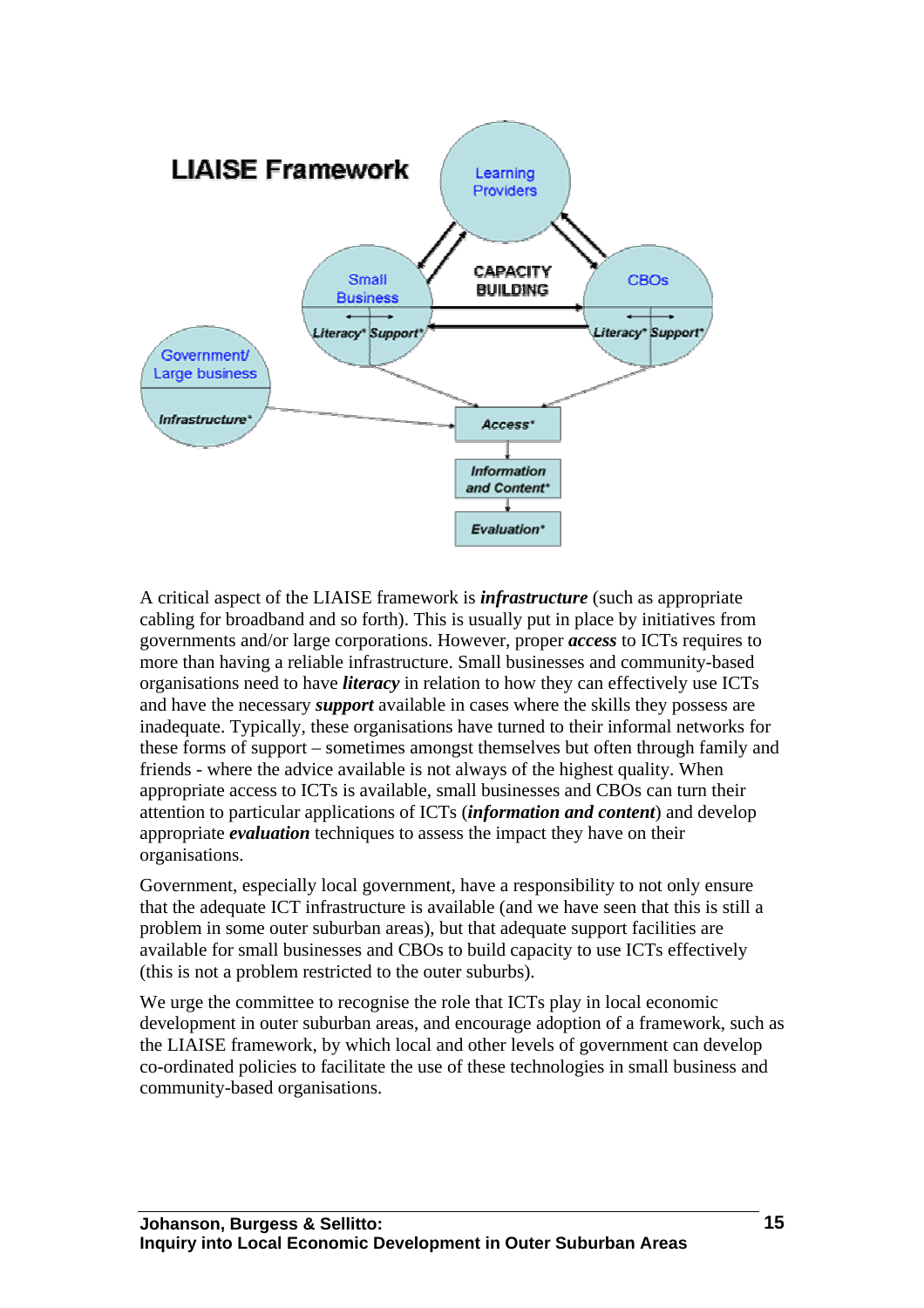**LIAISE Framework**

Learning Providers

Small Business — Literacy* Support*

CAPACITY BUILDING

CBOs — Literacy* Support*

Government/ Large business — Infrastructure*

Access*

Information and Content*

Evaluation*

A critical aspect of the LIAISE framework is ***infrastructure*** (such as appropriate cabling for broadband and so forth). This is usually put in place by initiatives from governments and/or large corporations. However, proper ***access*** to ICTs requires to more than having a reliable infrastructure. Small businesses and community-based organisations need to have ***literacy*** in relation to how they can effectively use ICTs and have the necessary ***support*** available in cases where the skills they possess are inadequate. Typically, these organisations have turned to their informal networks for these forms of support – sometimes amongst themselves but often through family and friends - where the advice available is not always of the highest quality. When appropriate access to ICTs is available, small businesses and CBOs can turn their attention to particular applications of ICTs (***information and content***) and develop appropriate ***evaluation*** techniques to assess the impact they have on their organisations.

Government, especially local government, have a responsibility to not only ensure that the adequate ICT infrastructure is available (and we have seen that this is still a problem in some outer suburban areas), but that adequate support facilities are available for small businesses and CBOs to build capacity to use ICTs effectively (this is not a problem restricted to the outer suburbs).

We urge the committee to recognise the role that ICTs play in local economic development in outer suburban areas, and encourage adoption of a framework, such as the LIAISE framework, by which local and other levels of government can develop co-ordinated policies to facilitate the use of these technologies in small business and community-based organisations.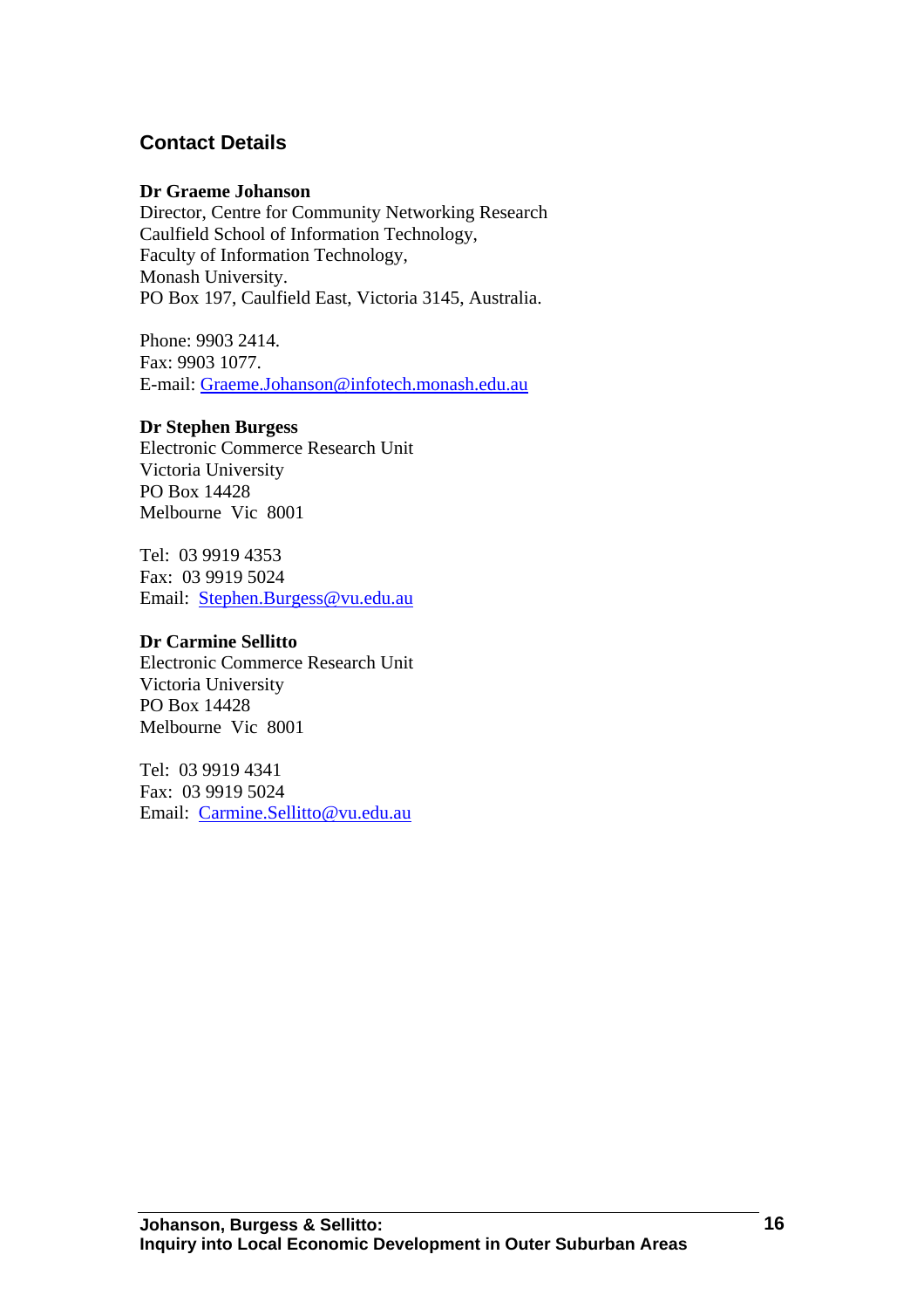## Contact Details

**Dr Graeme Johanson**
Director, Centre for Community Networking Research
Caulfield School of Information Technology,
Faculty of Information Technology,
Monash University.
PO Box 197, Caulfield East, Victoria 3145, Australia.

Phone: 9903 2414.
Fax: 9903 1077.
E-mail: Graeme.Johanson@infotech.monash.edu.au

**Dr Stephen Burgess**
Electronic Commerce Research Unit
Victoria University
PO Box 14428
Melbourne Vic 8001

Tel: 03 9919 4353
Fax: 03 9919 5024
Email: Stephen.Burgess@vu.edu.au

**Dr Carmine Sellitto**
Electronic Commerce Research Unit
Victoria University
PO Box 14428
Melbourne Vic 8001

Tel: 03 9919 4341
Fax: 03 9919 5024
Email: Carmine.Sellitto@vu.edu.au